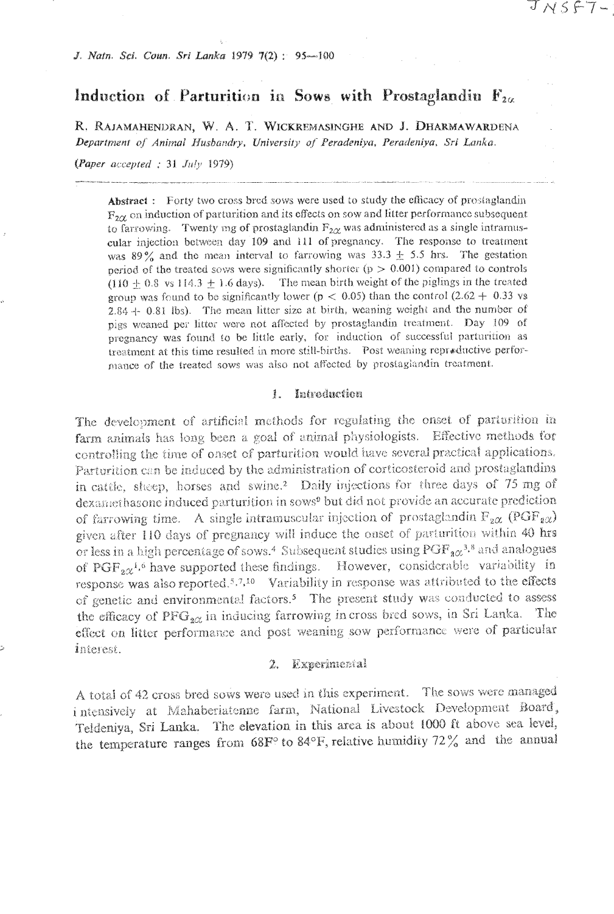# Induction of Parturition in Sows with Prostaglandin $F_{2\alpha}$

R. RAJAMAHENDRAN, W. A. T. WICKREMASINGHE AND J. DHARMAWARDENA

*Department of Animal Husbandry, University of Peradeniya, Peradeniya, Sri Lanka.*

*(Paper accepted : 31 July 1979)*

**Abstract** : Forty two cross bred sows were used to study the efficacy of prostaglandin $F_{2\alpha}$ on induction of parturition and its effects on sow and litter performance subsequent to farrowing. Twenty mg of prostaglandin $F_{2\alpha}$ was administered as a single intramuscular injection between day 109 and 111 of pregnancy. The response to treatment was 89% and the mean interval to farrowing was 33.3 ± 5.5 hrs. The gestation period of the treated sows were significantly shorter ($p > 0.001$) compared to controls (110 ± 0.8 vs 114.3 ± 1.6 days). The mean birth weight of the piglings in the treated group was found to be significantly lower ($p < 0.05$) than the control (2.62 + 0.33 vs 2.84 + 0.81 lbs). The mean litter size at birth, weaning weight and the number of pigs weaned per litter were not affected by prostaglandin treatment. Day 109 of pregnancy was found to be little early, for induction of successful parturition as treatment at this time resulted in more still-births. Post weaning reproductive performance of the treated sows was also not affected by prostaglandin treatment.

## 1. Introduction

The development of artificial methods for regulating the onset of parturition in farm animals has long been a goal of animal physiologists. Effective methods for controlling the time of onset of parturition would have several practical applications. Parturition can be induced by the administration of corticosteroid and prostaglandins in cattle, sheep, horses and swine.[2] Daily injections for three days of 75 mg of dexamethasone induced parturition in sows[9] but did not provide an accurate prediction of farrowing time. A single intramuscular injection of prostaglandin $F_{2\alpha}$ ($PGF_{2\alpha}$) given after 110 days of pregnancy will induce the onset of parturition within 40 hrs or less in a high percentage of sows.[4] Subsequent studies using $PGF_{2\alpha}$[3,8] and analogues of $PGF_{2\alpha}$[1,6] have supported these findings. However, considerable variability in response was also reported.[5,7,10] Variability in response was attributed to the effects of genetic and environmental factors.[5] The present study was conducted to assess the efficacy of $PFG_{2\alpha}$ in inducing farrowing in cross bred sows, in Sri Lanka. The effect on litter performance and post weaning sow performance were of particular interest.

## 2. Experimental

A total of 42 cross bred sows were used in this experiment. The sows were managed intensively at Mahaberiatenne farm, National Livestock Development Board, Teldeniya, Sri Lanka. The elevation in this area is about 1000 ft above sea level, the temperature ranges from 68F° to 84°F, relative humidity 72% and the annual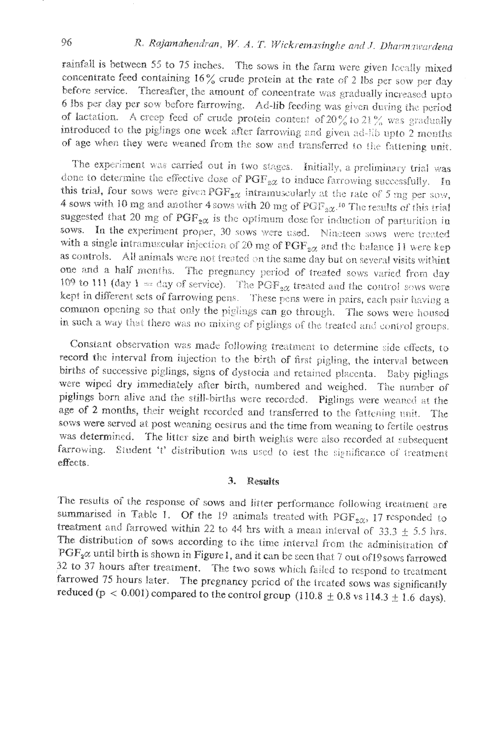rainfall is between 55 to 75 inches. The sows in the farm were given locally mixed concentrate feed containing 16% crude protein at the rate of 2 lbs per sow per day before service. Thereafter, the amount of concentrate was gradually increased upto 6 lbs per day per sow before farrowing. Ad-lib feeding was given during the period of lactation. A creep feed of crude protein content of 20% to 21% was gradually introduced to the piglings one week after farrowing and given ad-lib upto 2 months of age when they were weaned from the sow and transferred to the fattening unit.

The experiment was carried out in two stages. Initially, a preliminary trial was done to determine the effective dose of $PGF_{2\alpha}$ to induce farrowing successfully. In this trial, four sows were given $PGF_{2\alpha}$ intramuscularly at the rate of 5 mg per sow, 4 sows with 10 mg and another 4 sows with 20 mg of $PGF_{2\alpha}$.[10] The results of this trial suggested that 20 mg of $PGF_{2\alpha}$ is the optimum dose for induction of parturition in sows. In the experiment proper, 30 sows were used. Nineteen sows were treated with a single intramuscular injection of 20 mg of $PGF_{2\alpha}$ and the balance 11 were kep as controls. All animals were not treated on the same day but on several visits withint one and a half months. The pregnancy period of treated sows varied from day 109 to 111 (day 1 = day of service). The $PGF_{2\alpha}$ treated and the control sows were kept in different sets of farrowing pens. These pens were in pairs, each pair having a common opening so that only the piglings can go through. The sows were housed in such a way that there was no mixing of piglings of the treated and control groups.

Constant observation was made following treatment to determine side effects, to record the interval from injection to the birth of first pigling, the interval between births of successive piglings, signs of dystocia and retained placenta. Baby piglings were wiped dry immediately after birth, numbered and weighed. The number of piglings born alive and the still-births were recorded. Piglings were weaned at the age of 2 months, their weight recorded and transferred to the fattening unit. The sows were served at post weaning oestrus and the time from weaning to fertile oestrus was determined. The litter size and birth weights were also recorded at subsequent farrowing. Student 't' distribution was used to test the significance of treatment effects.

## 3. Results

The results of the response of sows and litter performance following treatment are summarised in Table 1. Of the 19 animals treated with $PGF_{2\alpha}$, 17 responded to treatment and farrowed within 22 to 44 hrs with a mean interval of $33.3 \pm 5.5$ hrs. The distribution of sows according to the time interval from the administration of $PGF_{2}\alpha$ until birth is shown in Figure 1, and it can be seen that 7 out of 19 sows farrowed 32 to 37 hours after treatment. The two sows which failed to respond to treatment farrowed 75 hours later. The pregnancy period of the treated sows was significantly reduced ($p < 0.001$) compared to the control group ($110.8 \pm 0.8$ vs $114.3 \pm 1.6$ days).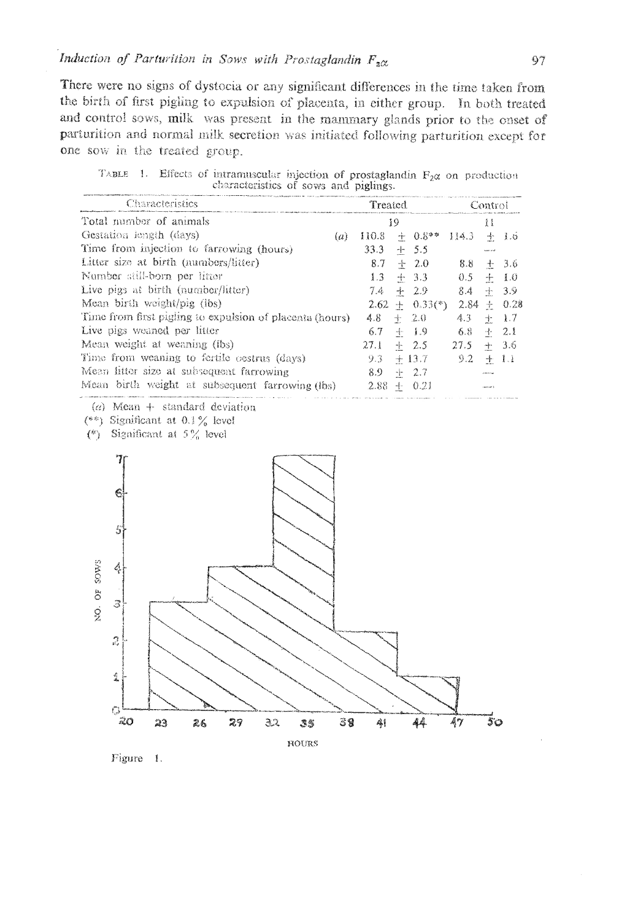There were no signs of dystocia or any significant differences in the time taken from the birth of first pigling to expulsion of placenta, in either group. In both treated and control sows, milk was present in the mammary glands prior to the onset of parturition and normal milk secretion was initiated following parturition except for one sow in the treated group.

TABLE 1. Effects of intramuscular injection of prostaglandin $F_{2}\alpha$ on production characteristics of sows and piglings.

| Characteristics | Treated | Control |
|---|---|---|
| Total number of animals | 19 | 11 |
| Gestation length (days) (a) | 110.8 ± 0.8** | 114.3 ± 1.6 |
| Time from injection to farrowing (hours) | 33.3 ± 5.5 | — |
| Litter size at birth (numbers/litter) | 8.7 ± 2.0 | 8.8 ± 3.6 |
| Number still-born per litter | 1.3 ± 3.3 | 0.5 ± 1.0 |
| Live pigs at birth (number/litter) | 7.4 ± 2.9 | 8.4 ± 3.9 |
| Mean birth weight/pig (lbs) | 2.62 ± 0.33(*) | 2.84 ± 0.28 |
| Time from first pigling to expulsion of placenta (hours) | 4.8 ± 2.0 | 4.3 ± 1.7 |
| Live pigs weaned per litter | 6.7 ± 1.9 | 6.8 ± 2.1 |
| Mean weight at weaning (lbs) | 27.1 ± 2.5 | 27.5 ± 3.6 |
| Time from weaning to fertile oestrus (days) | 9.3 ± 13.7 | 9.2 ± 1.1 |
| Mean litter size at subsequent farrowing | 8.9 ± 2.7 | — |
| Mean birth weight at subsequent farrowing (lbs) | 2.88 ± 0.21 | — |

(a) Mean + standard deviation

(**) Significant at 0.1% level

(*) Significant at 5% level

Figure 1.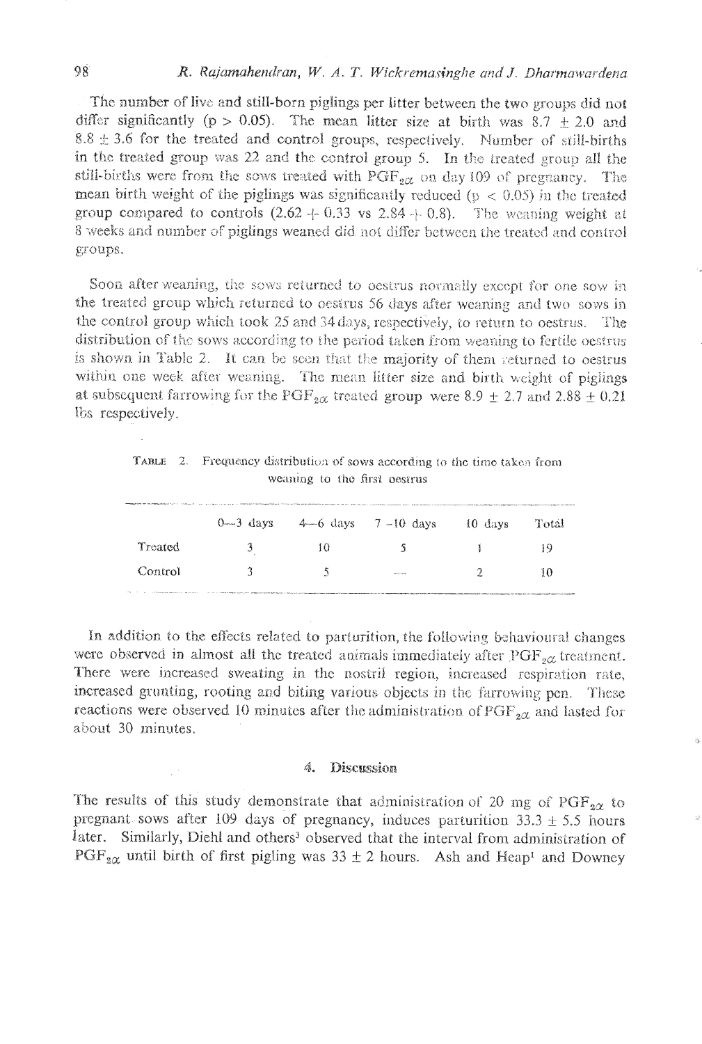The number of live and still-born piglings per litter between the two groups did not differ significantly ($p > 0.05$). The mean litter size at birth was 8.7 ± 2.0 and 8.8 ± 3.6 for the treated and control groups, respectively. Number of still-births in the treated group was 22 and the control group 5. In the treated group all the still-births were from the sows treated with $PGF_{2\alpha}$ on day 109 of pregnancy. The mean birth weight of the piglings was significantly reduced ($p < 0.05$) in the treated group compared to controls (2.62 + 0.33 vs 2.84 + 0.8). The weaning weight at 8 weeks and number of piglings weaned did not differ between the treated and control groups.

Soon after weaning, the sows returned to oestrus normally except for one sow in the treated group which returned to oestrus 56 days after weaning and two sows in the control group which took 25 and 34 days, respectively, to return to oestrus. The distribution of the sows according to the period taken from weaning to fertile oestrus is shown in Table 2. It can be seen that the majority of them returned to oestrus within one week after weaning. The mean litter size and birth weight of piglings at subsequent farrowing for the $PGF_{2\alpha}$ treated group were 8.9 ± 2.7 and 2.88 ± 0.21 lbs respectively.

TABLE 2. Frequency distribution of sows according to the time taken from weaning to the first oestrus

| | 0—3 days | 4—6 days | 7—10 days | 10 days | Total |
|---|---|---|---|---|---|
| Treated | 3 | 10 | 5 | 1 | 19 |
| Control | 3 | 5 | — | 2 | 10 |

In addition to the effects related to parturition, the following behavioural changes were observed in almost all the treated animals immediately after $PGF_{2\alpha}$ treatment. There were increased sweating in the nostril region, increased respiration rate, increased grunting, rooting and biting various objects in the farrowing pen. These reactions were observed 10 minutes after the administration of $PGF_{2\alpha}$ and lasted for about 30 minutes.

## 4. Discussion

The results of this study demonstrate that administration of 20 mg of $PGF_{2\alpha}$ to pregnant sows after 109 days of pregnancy, induces parturition 33.3 ± 5.5 hours later. Similarly, Diehl and others[3] observed that the interval from administration of $PGF_{2\alpha}$ until birth of first pigling was 33 ± 2 hours. Ash and Heap[1] and Downey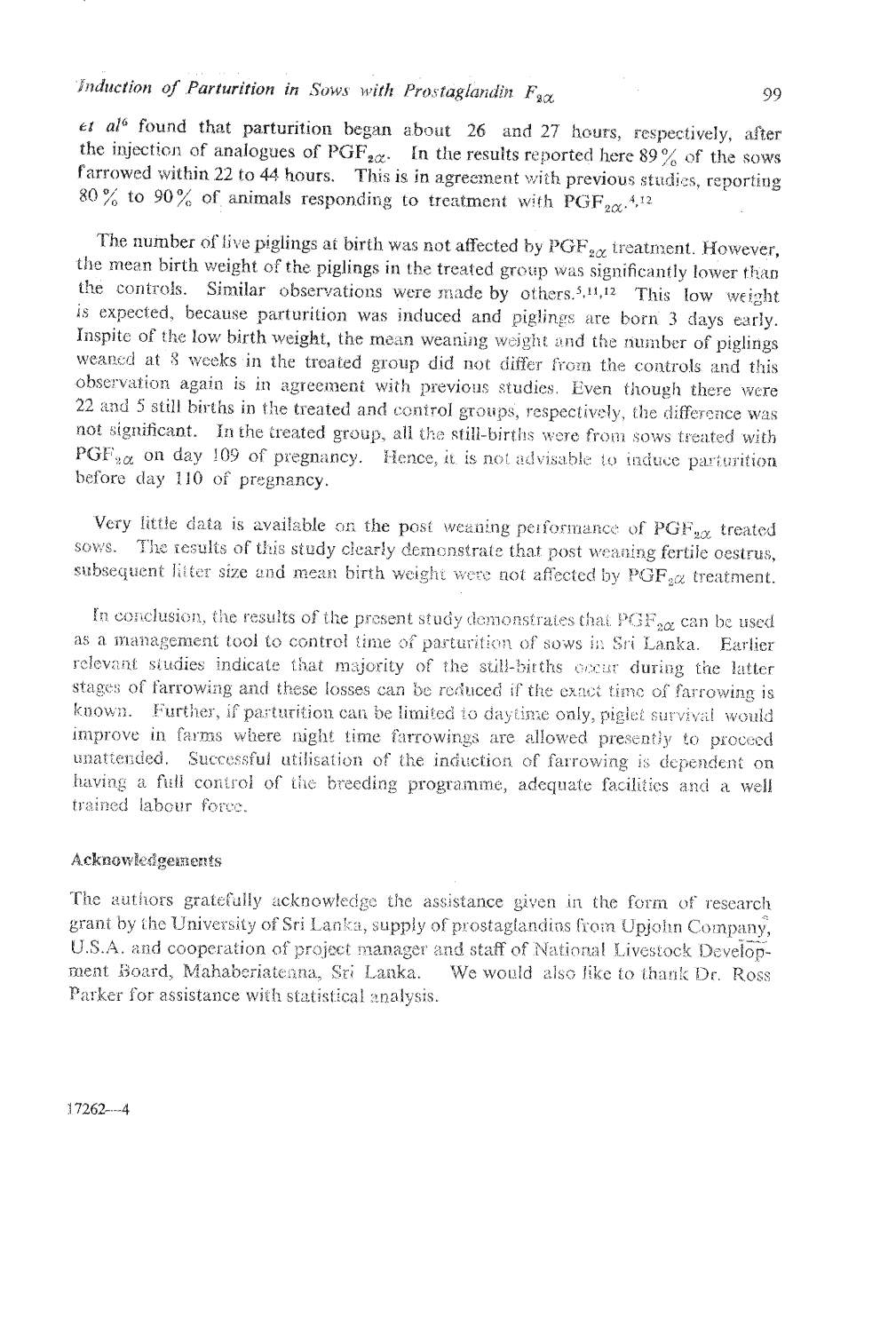*et al*[6] found that parturition began about 26 and 27 hours, respectively, after the injection of analogues of $PGF_{2\alpha}$. In the results reported here 89% of the sows farrowed within 22 to 44 hours. This is in agreement with previous studies, reporting 80% to 90% of animals responding to treatment with $PGF_{2\alpha}$.[4,12]

The number of live piglings at birth was not affected by $PGF_{2\alpha}$ treatment. However, the mean birth weight of the piglings in the treated group was significantly lower than the controls. Similar observations were made by others.[5,11,12] This low weight is expected, because parturition was induced and piglings are born 3 days early. Inspite of the low birth weight, the mean weaning weight and the number of piglings weaned at 8 weeks in the treated group did not differ from the controls and this observation again is in agreement with previous studies. Even though there were 22 and 5 still births in the treated and control groups, respectively, the difference was not significant. In the treated group, all the still-births were from sows treated with $PGF_{2\alpha}$ on day 109 of pregnancy. Hence, it is not advisable to induce parturition before day 110 of pregnancy.

Very little data is available on the post weaning performance of $PGF_{2\alpha}$ treated sows. The results of this study clearly demonstrate that post weaning fertile oestrus, subsequent litter size and mean birth weight were not affected by $PGF_{2\alpha}$ treatment.

In conclusion, the results of the present study demonstrates that $PGF_{2\alpha}$ can be used as a management tool to control time of parturition of sows in Sri Lanka. Earlier relevant studies indicate that majority of the still-births occur during the latter stages of farrowing and these losses can be reduced if the exact time of farrowing is known. Further, if parturition can be limited to daytime only, piglet survival would improve in farms where night time farrowings are allowed presently to proceed unattended. Successful utilisation of the induction of farrowing is dependent on having a full control of the breeding programme, adequate facilities and a well trained labour force.

## Acknowledgements

The authors gratefully acknowledge the assistance given in the form of research grant by the University of Sri Lanka, supply of prostaglandins from Upjohn Company, U.S.A. and cooperation of project manager and staff of National Livestock Development Board, Mahaberiatenna, Sri Lanka. We would also like to thank Dr. Ross Parker for assistance with statistical analysis.

17262—4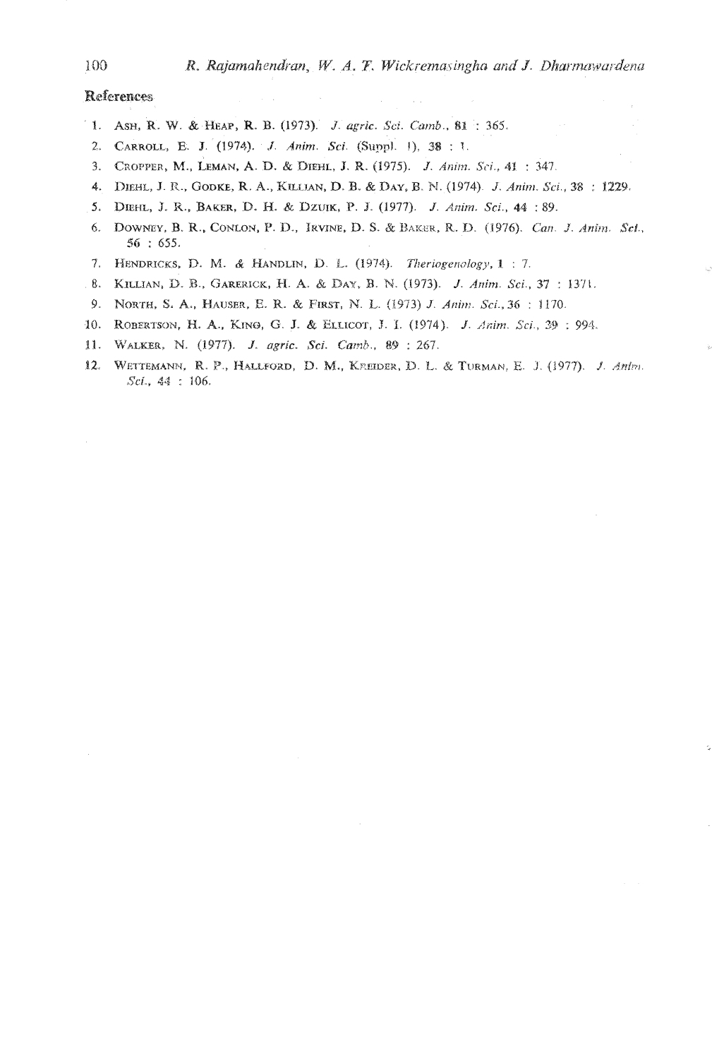## References

1. ASH, R. W. & HEAP, R. B. (1973). *J. agric. Sci. Camb.*, **81** : 365.
2. CARROLL, E. J. (1974). *J. Anim. Sci.* (Suppl. 1), **38** : 1.
3. CROPPER, M., LEMAN, A. D. & DIEHL, J. R. (1975). *J. Anim. Sci.*, **41** : 347.
4. DIEHL, J. R., GODKE, R. A., KILLIAN, D. B. & DAY, B. N. (1974). *J. Anim. Sci.*, **38** : 1229.
5. DIEHL, J. R., BAKER, D. H. & DZUIK, P. J. (1977). *J. Anim. Sci.*, **44** : 89.
6. DOWNEY, B. R., CONLON, P. D., IRVINE, D. S. & BAKER, R. D. (1976). *Can. J. Anim. Sci.*, **56** : 655.
7. HENDRICKS, D. M. & HANDLIN, D. L. (1974). *Theriogenology*, **1** : 7.
8. KILLIAN, D. B., GARERICK, H. A. & DAY, B. N. (1973). *J. Anim. Sci.*, **37** : 1371.
9. NORTH, S. A., HAUSER, E. R. & FIRST, N. L. (1973) *J. Anim. Sci.*, **36** : 1170.
10. ROBERTSON, H. A., KING, G. J. & ELLICOT, J. I. (1974). *J. Anim. Sci.*, **39** : 994.
11. WALKER, N. (1977). *J. agric. Sci. Camb.*, **89** : 267.
12. WETTEMANN, R. P., HALLFORD, D. M., KREIDER, D. L. & TURMAN, E. J. (1977). *J. Anim. Sci.*, **44** : 106.